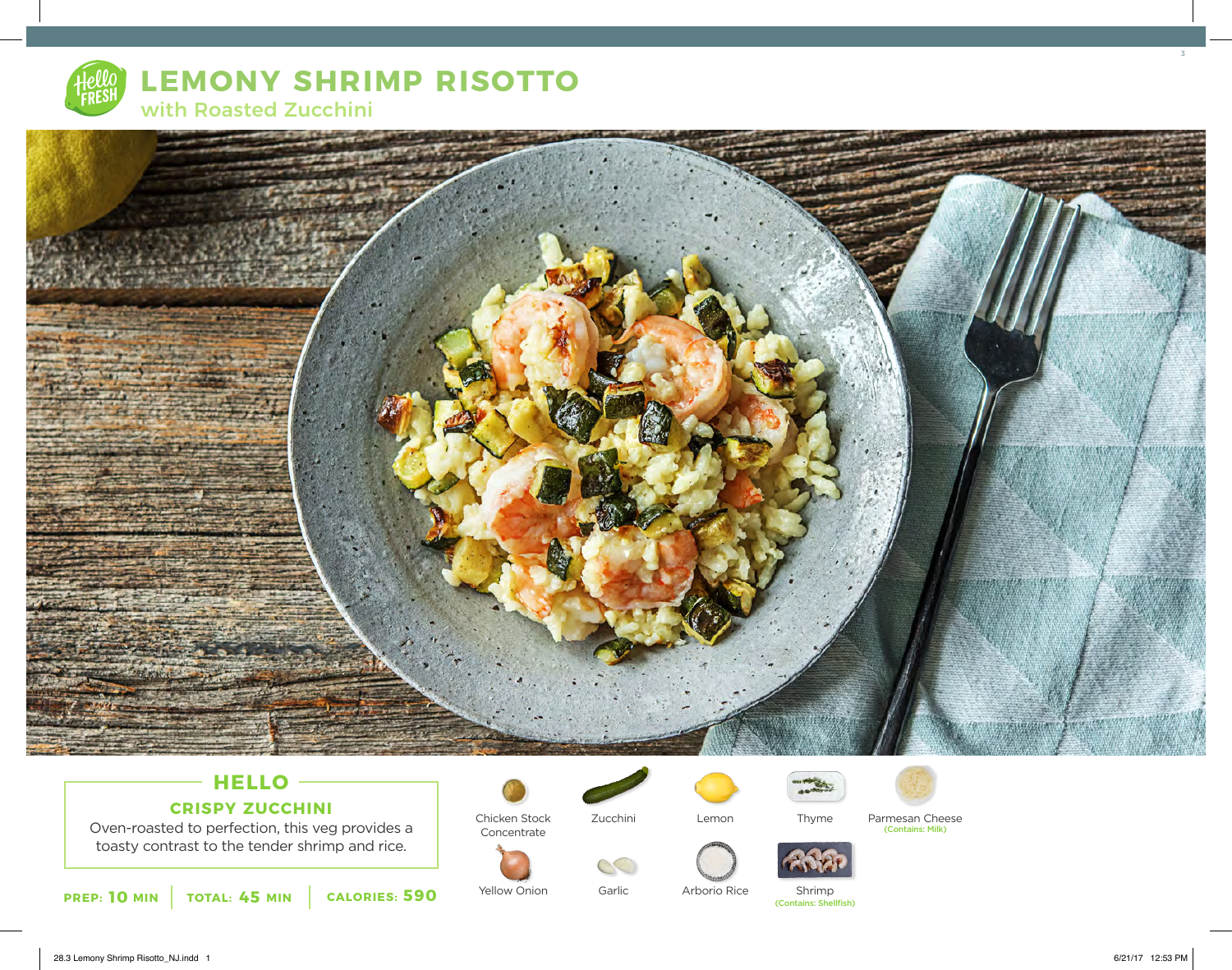# LEMONY SHRIMP RISOTTO

## with Roasted Zucchini

## HELLO

### CRISPY ZUCCHINI

Oven-roasted to perfection, this veg provides a toasty contrast to the tender shrimp and rice.

**PREP:** 10 MIN | **TOTAL:** 45 MIN | **CALORIES:** 590

- Chicken Stock Concentrate
- Zucchini
- Lemon
- Thyme
- Parmesan Cheese (Contains: Milk)
- Yellow Onion
- Garlic
- Arborio Rice
- Shrimp (Contains: Shellfish)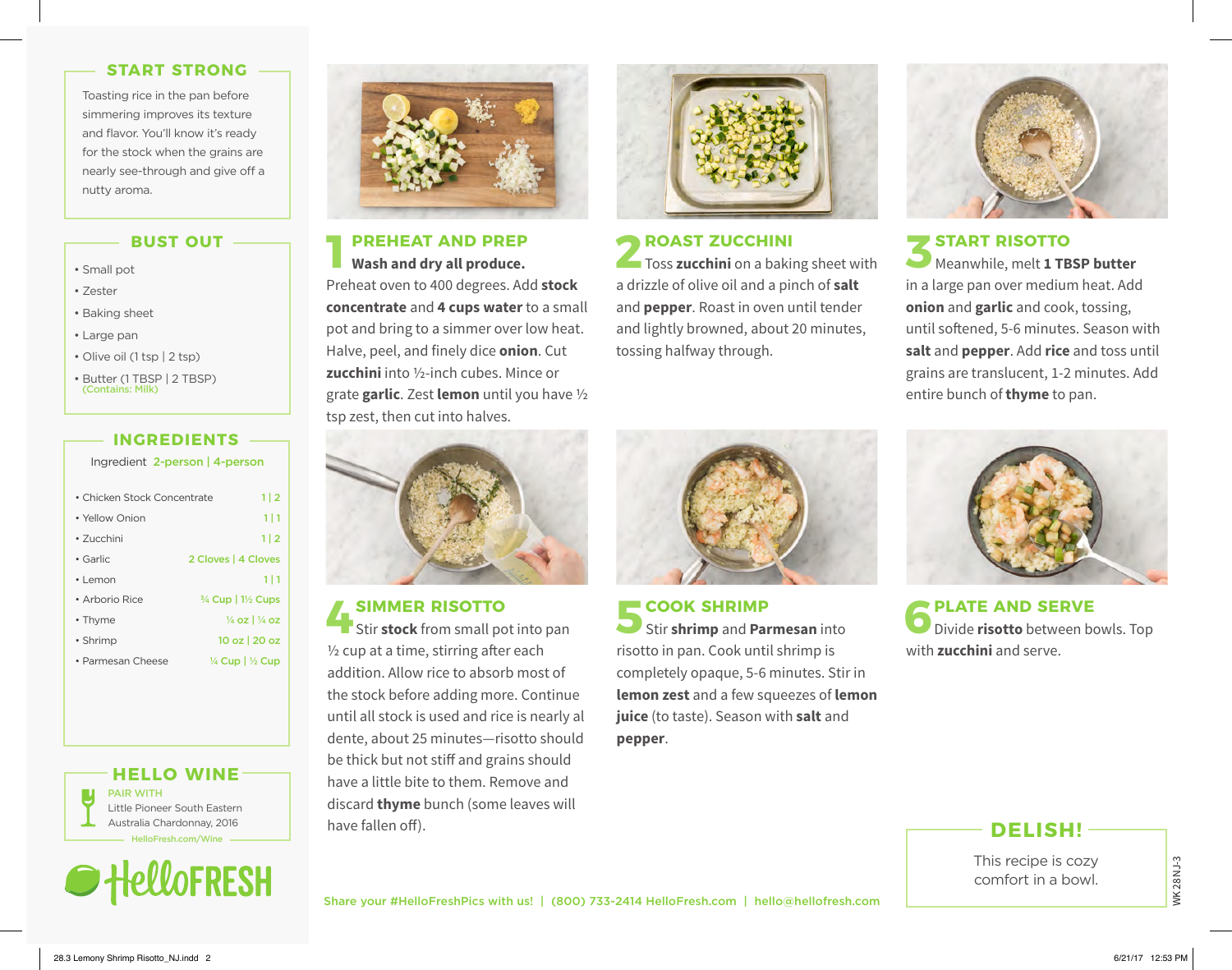## START STRONG

Toasting rice in the pan before simmering improves its texture and flavor. You'll know it's ready for the stock when the grains are nearly see-through and give off a nutty aroma.

## BUST OUT

- Small pot
- Zester
- Baking sheet
- Large pan
- Olive oil (1 tsp | 2 tsp)
- Butter (1 TBSP | 2 TBSP) (Contains: Milk)

## INGREDIENTS

| Ingredient | 2-person \| 4-person |
|---|---|
| Chicken Stock Concentrate | 1 \| 2 |
| Yellow Onion | 1 \| 1 |
| Zucchini | 1 \| 2 |
| Garlic | 2 Cloves \| 4 Cloves |
| Lemon | 1 \| 1 |
| Arborio Rice | ¾ Cup \| 1½ Cups |
| Thyme | ¼ oz \| ¼ oz |
| Shrimp | 10 oz \| 20 oz |
| Parmesan Cheese | ¼ Cup \| ½ Cup |

## HELLO WINE

PAIR WITH
Little Pioneer South Eastern Australia Chardonnay, 2016

HelloFresh.com/Wine

HelloFRESH

## 1 PREHEAT AND PREP

**Wash and dry all produce.** Preheat oven to 400 degrees. Add **stock concentrate** and **4 cups water** to a small pot and bring to a simmer over low heat. Halve, peel, and finely dice **onion**. Cut **zucchini** into ½-inch cubes. Mince or grate **garlic**. Zest **lemon** until you have ½ tsp zest, then cut into halves.

## 2 ROAST ZUCCHINI

Toss **zucchini** on a baking sheet with a drizzle of olive oil and a pinch of **salt** and **pepper**. Roast in oven until tender and lightly browned, about 20 minutes, tossing halfway through.

## 3 START RISOTTO

Meanwhile, melt **1 TBSP butter** in a large pan over medium heat. Add **onion** and **garlic** and cook, tossing, until softened, 5-6 minutes. Season with **salt** and **pepper**. Add **rice** and toss until grains are translucent, 1-2 minutes. Add entire bunch of **thyme** to pan.

## 4 SIMMER RISOTTO

Stir **stock** from small pot into pan ½ cup at a time, stirring after each addition. Allow rice to absorb most of the stock before adding more. Continue until all stock is used and rice is nearly al dente, about 25 minutes—risotto should be thick but not stiff and grains should have a little bite to them. Remove and discard **thyme** bunch (some leaves will have fallen off).

## 5 COOK SHRIMP

Stir **shrimp** and **Parmesan** into risotto in pan. Cook until shrimp is completely opaque, 5-6 minutes. Stir in **lemon zest** and a few squeezes of **lemon juice** (to taste). Season with **salt** and **pepper**.

## 6 PLATE AND SERVE

Divide **risotto** between bowls. Top with **zucchini** and serve.

## DELISH!

This recipe is cozy comfort in a bowl.

WK28NJ-3

Share your #HelloFreshPics with us! | (800) 733-2414 HelloFresh.com | hello@hellofresh.com